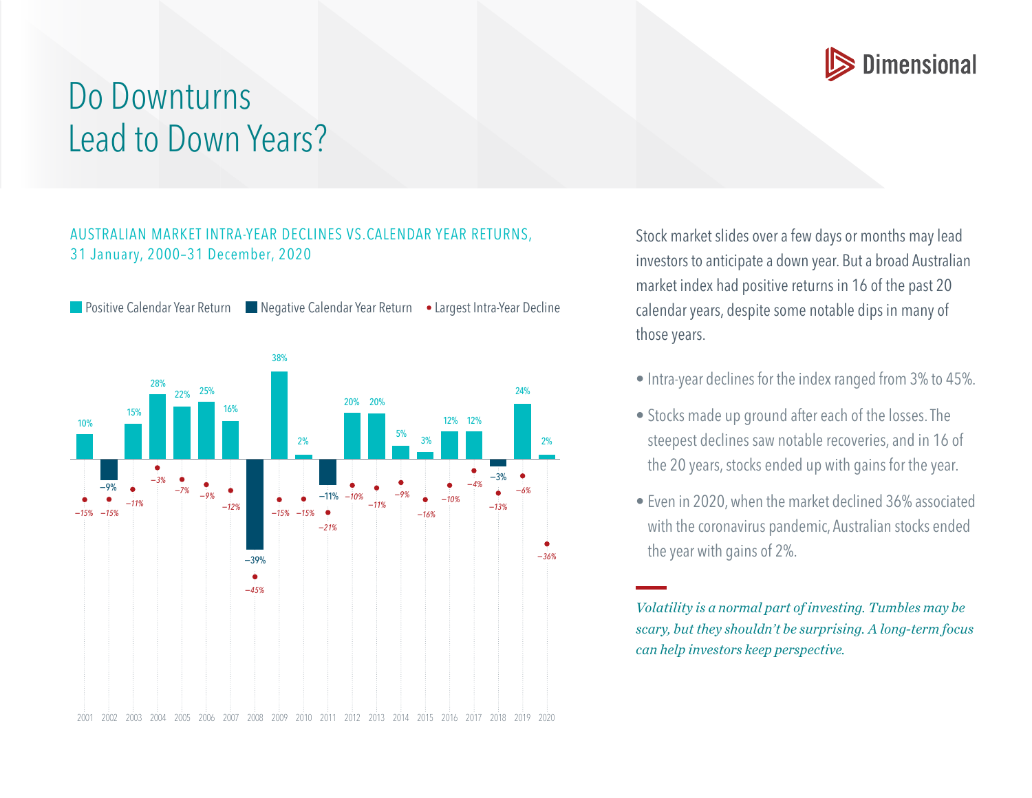# Do Downturns Lead to Down Years?

Dimensional

AUSTRALIAN MARKET INTRA-YEAR DECLINES VS. CALENDAR YEAR RETURNS, 31 January, 2000–31 December, 2020

Positive Calendar Year Return | Negative Calendar Year Return | Largest Intra-Year Decline

| Year | Calendar Year Return | Largest Intra-Year Decline |
|---|---|---|
| 2001 | 10% | −15% |
| 2002 | −9% | −15% |
| 2003 | 15% | −11% |
| 2004 | 28% | −3% |
| 2005 | 22% | −7% |
| 2006 | 25% | −9% |
| 2007 | 16% | −12% |
| 2008 | −39% | −45% |
| 2009 | 38% | −15% |
| 2010 | 2% | −15% |
| 2011 | −11% | −21% |
| 2012 | 20% | −10% |
| 2013 | 20% | −11% |
| 2014 | 5% | −9% |
| 2015 | 3% | −16% |
| 2016 | 12% | −10% |
| 2017 | 12% | −4% |
| 2018 | −3% | −13% |
| 2019 | 24% | −6% |
| 2020 | 2% | −36% |

Stock market slides over a few days or months may lead investors to anticipate a down year. But a broad Australian market index had positive returns in 16 of the past 20 calendar years, despite some notable dips in many of those years.

- Intra-year declines for the index ranged from 3% to 45%.
- Stocks made up ground after each of the losses. The steepest declines saw notable recoveries, and in 16 of the 20 years, stocks ended up with gains for the year.
- Even in 2020, when the market declined 36% associated with the coronavirus pandemic, Australian stocks ended the year with gains of 2%.

*Volatility is a normal part of investing. Tumbles may be scary, but they shouldn't be surprising. A long-term focus can help investors keep perspective.*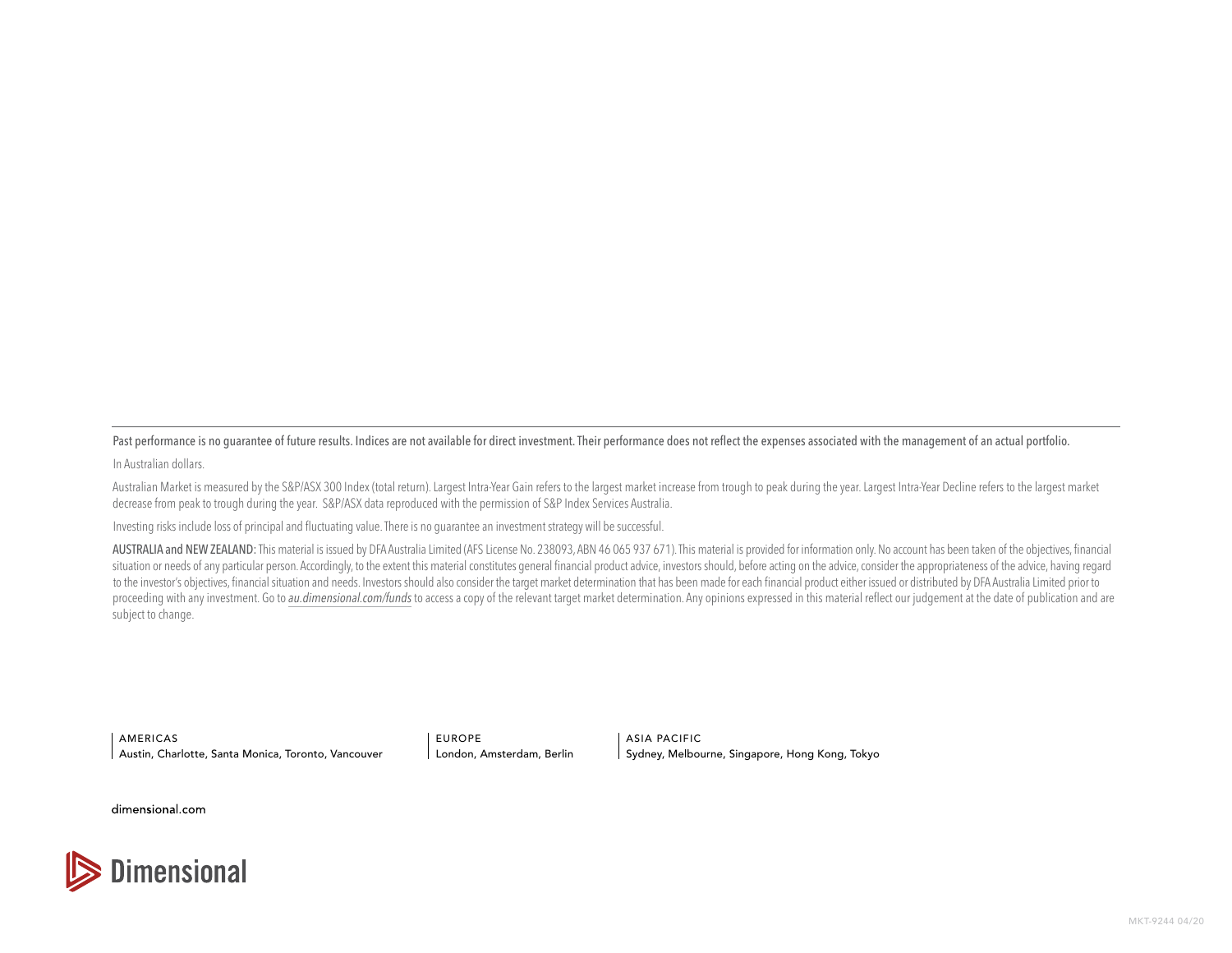Past performance is no guarantee of future results. Indices are not available for direct investment. Their performance does not reflect the expenses associated with the management of an actual portfolio.

In Australian dollars.

Australian Market is measured by the S&P/ASX 300 Index (total return). Largest Intra-Year Gain refers to the largest market increase from trough to peak during the year. Largest Intra-Year Decline refers to the largest market decrease from peak to trough during the year. S&P/ASX data reproduced with the permission of S&P Index Services Australia.

Investing risks include loss of principal and fluctuating value. There is no guarantee an investment strategy will be successful.

**AUSTRALIA and NEW ZEALAND:** This material is issued by DFA Australia Limited (AFS License No. 238093, ABN 46 065 937 671). This material is provided for information only. No account has been taken of the objectives, financial situation or needs of any particular person. Accordingly, to the extent this material constitutes general financial product advice, investors should, before acting on the advice, consider the appropriateness of the advice, having regard to the investor's objectives, financial situation and needs. Investors should also consider the target market determination that has been made for each financial product either issued or distributed by DFA Australia Limited prior to proceeding with any investment. Go to *au.dimensional.com/funds* to access a copy of the relevant target market determination. Any opinions expressed in this material reflect our judgement at the date of publication and are subject to change.

AMERICAS
Austin, Charlotte, Santa Monica, Toronto, Vancouver

EUROPE
London, Amsterdam, Berlin

ASIA PACIFIC
Sydney, Melbourne, Singapore, Hong Kong, Tokyo

dimensional.com

Dimensional

MKT-9244 04/20